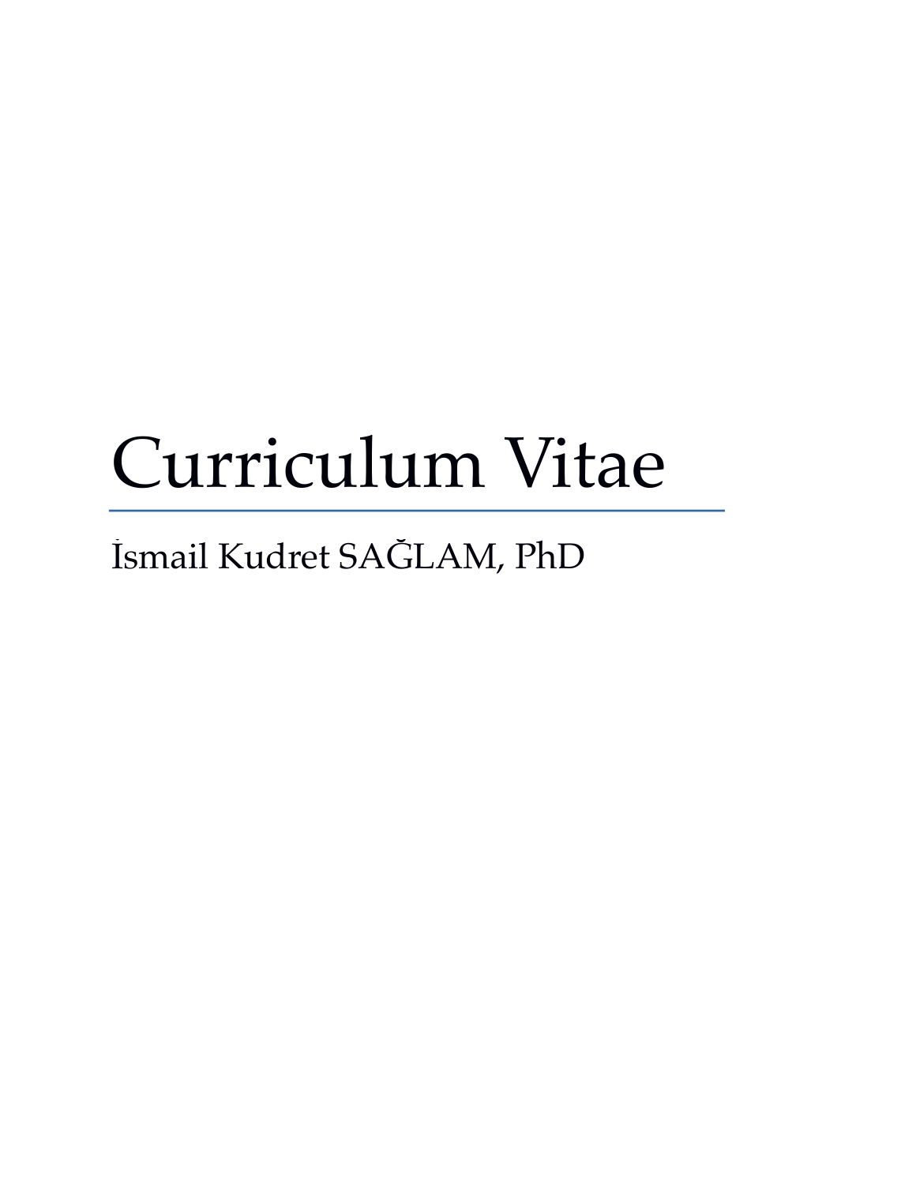# Curriculum Vitae

İsmail Kudret SAĞLAM, PhD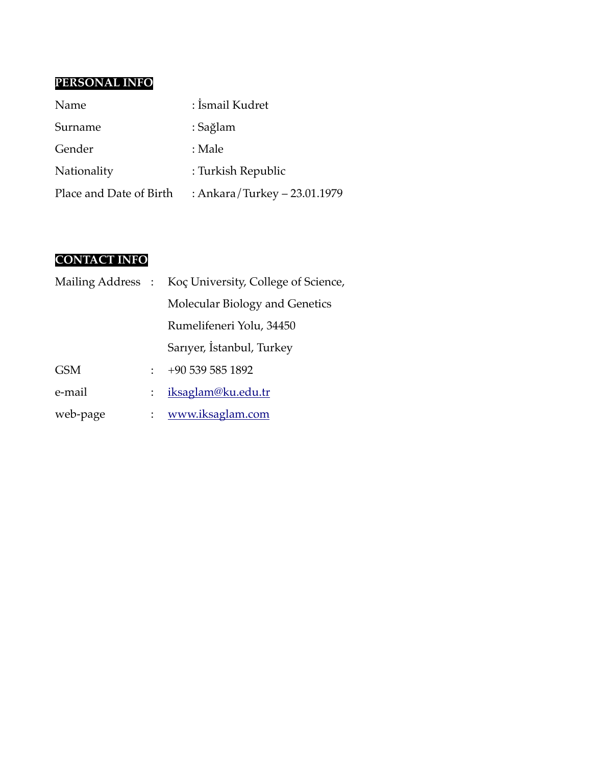## PERSONAL INFO

| | |
|---|---|
| Name | : İsmail Kudret |
| Surname | : Sağlam |
| Gender | : Male |
| Nationality | : Turkish Republic |
| Place and Date of Birth | : Ankara/Turkey – 23.01.1979 |

## CONTACT INFO

| | | |
|---|---|---|
| Mailing Address | : | Koç University, College of Science, |
| | | Molecular Biology and Genetics |
| | | Rumelifeneri Yolu, 34450 |
| | | Sarıyer, İstanbul, Turkey |
| GSM | : | +90 539 585 1892 |
| e-mail | : | iksaglam@ku.edu.tr |
| web-page | : | www.iksaglam.com |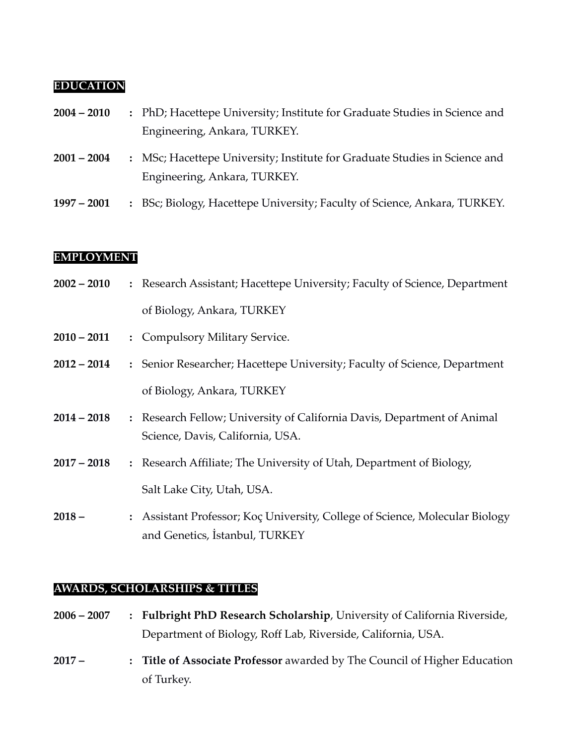## EDUCATION

**2004 – 2010** : PhD; Hacettepe University; Institute for Graduate Studies in Science and Engineering, Ankara, TURKEY.

**2001 – 2004** : MSc; Hacettepe University; Institute for Graduate Studies in Science and Engineering, Ankara, TURKEY.

**1997 – 2001** : BSc; Biology, Hacettepe University; Faculty of Science, Ankara, TURKEY.

## EMPLOYMENT

**2002 – 2010** : Research Assistant; Hacettepe University; Faculty of Science, Department of Biology, Ankara, TURKEY

**2010 – 2011** : Compulsory Military Service.

**2012 – 2014** : Senior Researcher; Hacettepe University; Faculty of Science, Department of Biology, Ankara, TURKEY

**2014 – 2018** : Research Fellow; University of California Davis, Department of Animal Science, Davis, California, USA.

**2017 – 2018** : Research Affiliate; The University of Utah, Department of Biology, Salt Lake City, Utah, USA.

**2018 –** : Assistant Professor; Koç University, College of Science, Molecular Biology and Genetics, İstanbul, TURKEY

## AWARDS, SCHOLARSHIPS & TITLES

**2006 – 2007** : **Fulbright PhD Research Scholarship**, University of California Riverside, Department of Biology, Roff Lab, Riverside, California, USA.

**2017 –** : **Title of Associate Professor** awarded by The Council of Higher Education of Turkey.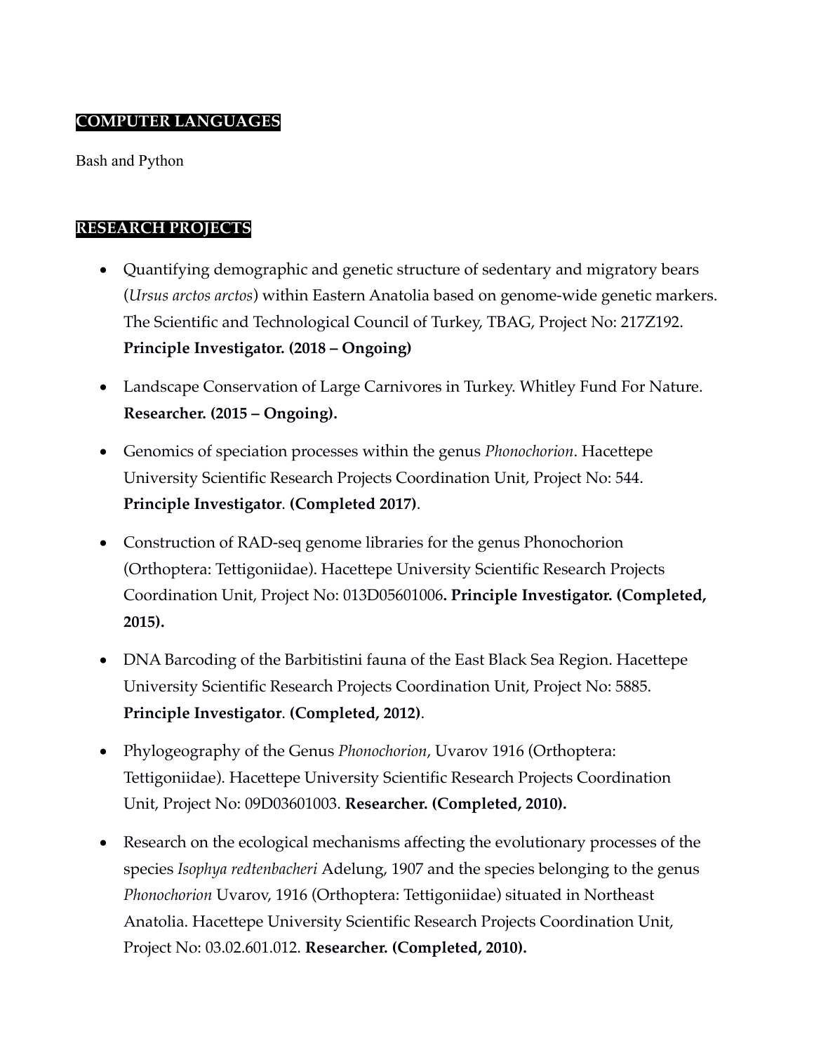## COMPUTER LANGUAGES

Bash and Python

## RESEARCH PROJECTS

- Quantifying demographic and genetic structure of sedentary and migratory bears (*Ursus arctos arctos*) within Eastern Anatolia based on genome-wide genetic markers. The Scientific and Technological Council of Turkey, TBAG, Project No: 217Z192. **Principle Investigator. (2018 – Ongoing)**
- Landscape Conservation of Large Carnivores in Turkey. Whitley Fund For Nature. **Researcher. (2015 – Ongoing).**
- Genomics of speciation processes within the genus *Phonochorion*. Hacettepe University Scientific Research Projects Coordination Unit, Project No: 544. **Principle Investigator**. **(Completed 2017)**.
- Construction of RAD-seq genome libraries for the genus Phonochorion (Orthoptera: Tettigoniidae). Hacettepe University Scientific Research Projects Coordination Unit, Project No: 013D05601006**. Principle Investigator. (Completed, 2015).**
- DNA Barcoding of the Barbitistini fauna of the East Black Sea Region. Hacettepe University Scientific Research Projects Coordination Unit, Project No: 5885. **Principle Investigator**. **(Completed, 2012)**.
- Phylogeography of the Genus *Phonochorion*, Uvarov 1916 (Orthoptera: Tettigoniidae). Hacettepe University Scientific Research Projects Coordination Unit, Project No: 09D03601003. **Researcher. (Completed, 2010).**
- Research on the ecological mechanisms affecting the evolutionary processes of the species *Isophya redtenbacheri* Adelung, 1907 and the species belonging to the genus *Phonochorion* Uvarov, 1916 (Orthoptera: Tettigoniidae) situated in Northeast Anatolia. Hacettepe University Scientific Research Projects Coordination Unit, Project No: 03.02.601.012. **Researcher. (Completed, 2010).**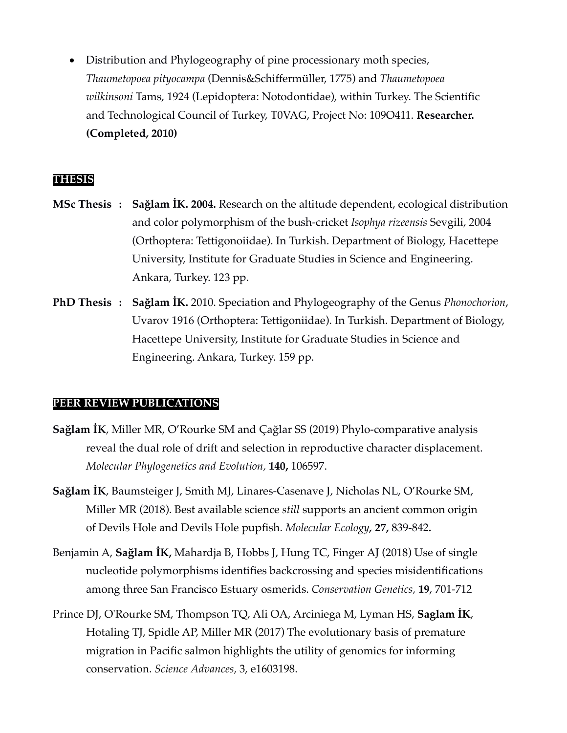- Distribution and Phylogeography of pine processionary moth species, *Thaumetopoea pityocampa* (Dennis&Schiffermüller, 1775) and *Thaumetopoea wilkinsoni* Tams, 1924 (Lepidoptera: Notodontidae), within Turkey. The Scientific and Technological Council of Turkey, T0VAG, Project No: 109O411. **Researcher. (Completed, 2010)**

## THESIS

**MSc Thesis :** **Sağlam İK. 2004.** Research on the altitude dependent, ecological distribution and color polymorphism of the bush-cricket *Isophya rizeensis* Sevgili, 2004 (Orthoptera: Tettigonoiidae). In Turkish. Department of Biology, Hacettepe University, Institute for Graduate Studies in Science and Engineering. Ankara, Turkey. 123 pp.

**PhD Thesis :** **Sağlam İK.** 2010. Speciation and Phylogeography of the Genus *Phonochorion*, Uvarov 1916 (Orthoptera: Tettigoniidae). In Turkish. Department of Biology, Hacettepe University, Institute for Graduate Studies in Science and Engineering. Ankara, Turkey. 159 pp.

## PEER REVIEW PUBLICATIONS

**Sağlam İK**, Miller MR, O'Rourke SM and Çağlar SS (2019) Phylo-comparative analysis reveal the dual role of drift and selection in reproductive character displacement. *Molecular Phylogenetics and Evolution,* **140,** 106597.

**Sağlam İK**, Baumsteiger J, Smith MJ, Linares-Casenave J, Nicholas NL, O'Rourke SM, Miller MR (2018). Best available science *still* supports an ancient common origin of Devils Hole and Devils Hole pupfish. *Molecular Ecology***, 27,** 839-842**.**

Benjamin A, **Sağlam İK,** Mahardja B, Hobbs J, Hung TC, Finger AJ (2018) Use of single nucleotide polymorphisms identifies backcrossing and species misidentifications among three San Francisco Estuary osmerids. *Conservation Genetics,* **19**, 701-712

Prince DJ, O'Rourke SM, Thompson TQ, Ali OA, Arciniega M, Lyman HS, **Saglam İK**, Hotaling TJ, Spidle AP, Miller MR (2017) The evolutionary basis of premature migration in Pacific salmon highlights the utility of genomics for informing conservation. *Science Advances*, 3, e1603198.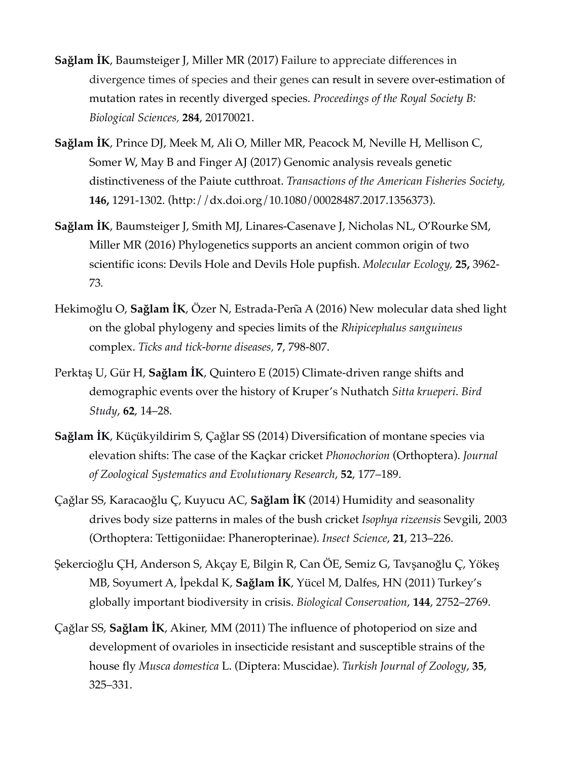**Sağlam İK**, Baumsteiger J, Miller MR (2017) Failure to appreciate differences in divergence times of species and their genes can result in severe over-estimation of mutation rates in recently diverged species. *Proceedings of the Royal Society B: Biological Sciences,* **284**, 20170021.

**Sağlam İK**, Prince DJ, Meek M, Ali O, Miller MR, Peacock M, Neville H, Mellison C, Somer W, May B and Finger AJ (2017) Genomic analysis reveals genetic distinctiveness of the Paiute cutthroat. *Transactions of the American Fisheries Society,* **146,** 1291-1302. (http://dx.doi.org/10.1080/00028487.2017.1356373).

**Sağlam İK**, Baumsteiger J, Smith MJ, Linares-Casenave J, Nicholas NL, O'Rourke SM, Miller MR (2016) Phylogenetics supports an ancient common origin of two scientific icons: Devils Hole and Devils Hole pupfish. *Molecular Ecology,* **25,** 3962-73.

Hekimoğlu O, **Sağlam İK**, Özer N, Estrada-Peña A (2016) New molecular data shed light on the global phylogeny and species limits of the *Rhipicephalus sanguineus* complex. *Ticks and tick-borne diseases,* **7**, 798-807.

Perktaş U, Gür H, **Sağlam İK**, Quintero E (2015) Climate-driven range shifts and demographic events over the history of Kruper's Nuthatch *Sitta krueperi*. *Bird Study*, **62**, 14–28.

**Sağlam İK**, Küçükyildirim S, Çağlar SS (2014) Diversification of montane species via elevation shifts: The case of the Kaçkar cricket *Phonochorion* (Orthoptera). *Journal of Zoological Systematics and Evolutionary Research*, **52**, 177–189.

Çağlar SS, Karacaoğlu Ç, Kuyucu AC, **Sağlam İK** (2014) Humidity and seasonality drives body size patterns in males of the bush cricket *Isophya rizeensis* Sevgili, 2003 (Orthoptera: Tettigoniidae: Phaneropterinae). *Insect Science*, **21**, 213–226.

Şekercioğlu ÇH, Anderson S, Akçay E, Bilgin R, Can ÖE, Semiz G, Tavşanoğlu Ç, Yökeş MB, Soyumert A, İpekdal K, **Sağlam İK**, Yücel M, Dalfes, HN (2011) Turkey's globally important biodiversity in crisis. *Biological Conservation*, **144**, 2752–2769.

Çağlar SS, **Sağlam İK**, Akiner, MM (2011) The influence of photoperiod on size and development of ovarioles in insecticide resistant and susceptible strains of the house fly *Musca domestica* L. (Diptera: Muscidae). *Turkish Journal of Zoology*, **35**, 325–331.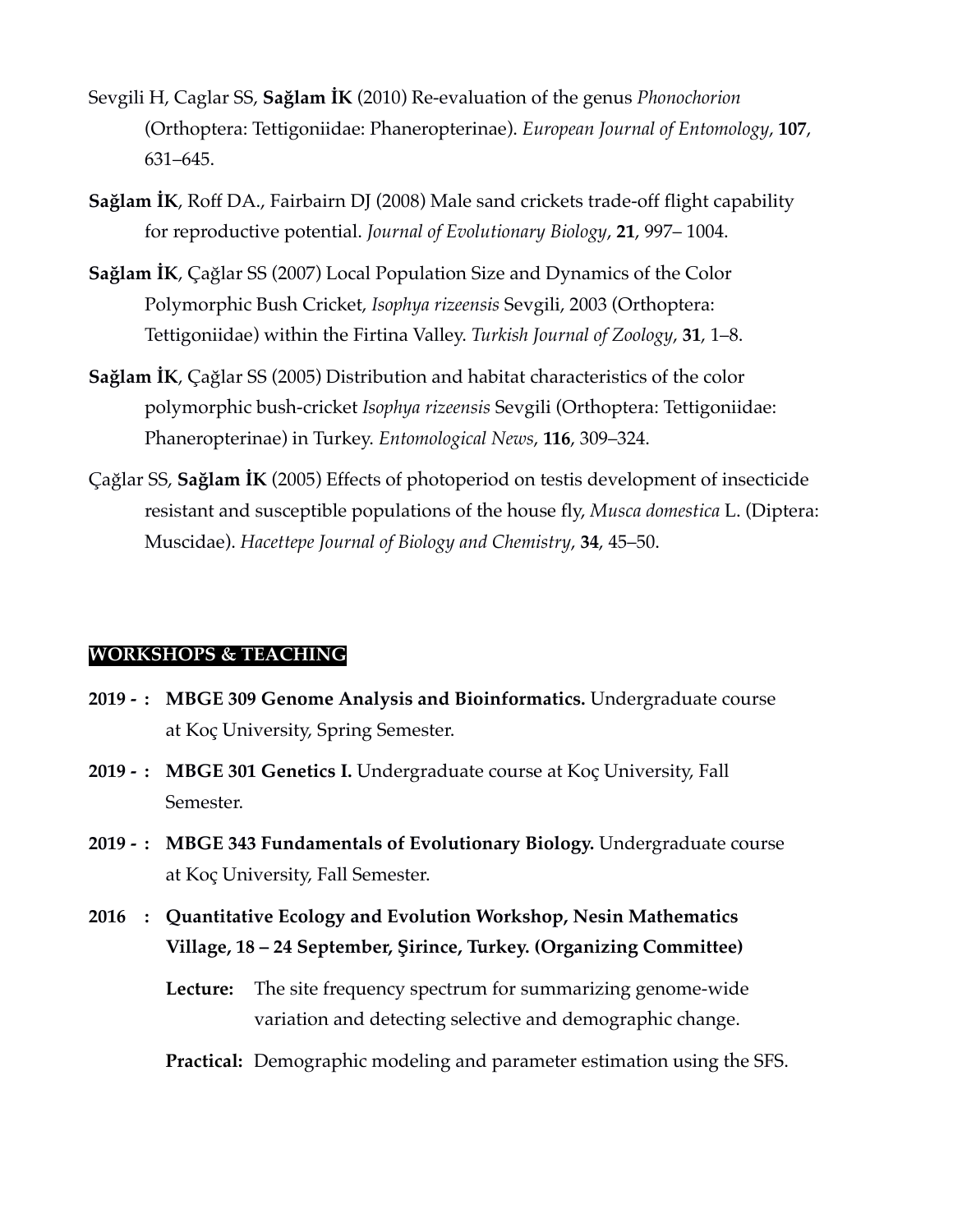Sevgili H, Caglar SS, **Sağlam İK** (2010) Re-evaluation of the genus *Phonochorion* (Orthoptera: Tettigoniidae: Phaneropterinae). *European Journal of Entomology*, **107**, 631–645.

**Sağlam İK**, Roff DA., Fairbairn DJ (2008) Male sand crickets trade-off flight capability for reproductive potential. *Journal of Evolutionary Biology*, **21**, 997– 1004.

**Sağlam İK**, Çağlar SS (2007) Local Population Size and Dynamics of the Color Polymorphic Bush Cricket, *Isophya rizeensis* Sevgili, 2003 (Orthoptera: Tettigoniidae) within the Firtina Valley. *Turkish Journal of Zoology*, **31**, 1–8.

**Sağlam İK**, Çağlar SS (2005) Distribution and habitat characteristics of the color polymorphic bush-cricket *Isophya rizeensis* Sevgili (Orthoptera: Tettigoniidae: Phaneropterinae) in Turkey. *Entomological News*, **116**, 309–324.

Çağlar SS, **Sağlam İK** (2005) Effects of photoperiod on testis development of insecticide resistant and susceptible populations of the house fly, *Musca domestica* L. (Diptera: Muscidae). *Hacettepe Journal of Biology and Chemistry*, **34**, 45–50.

## WORKSHOPS & TEACHING

**2019 - :** **MBGE 309 Genome Analysis and Bioinformatics.** Undergraduate course at Koç University, Spring Semester.

**2019 - :** **MBGE 301 Genetics I.** Undergraduate course at Koç University, Fall Semester.

**2019 - :** **MBGE 343 Fundamentals of Evolutionary Biology.** Undergraduate course at Koç University, Fall Semester.

**2016 :** **Quantitative Ecology and Evolution Workshop, Nesin Mathematics Village, 18 – 24 September, Şirince, Turkey. (Organizing Committee)**

**Lecture:** The site frequency spectrum for summarizing genome-wide variation and detecting selective and demographic change.

**Practical:** Demographic modeling and parameter estimation using the SFS.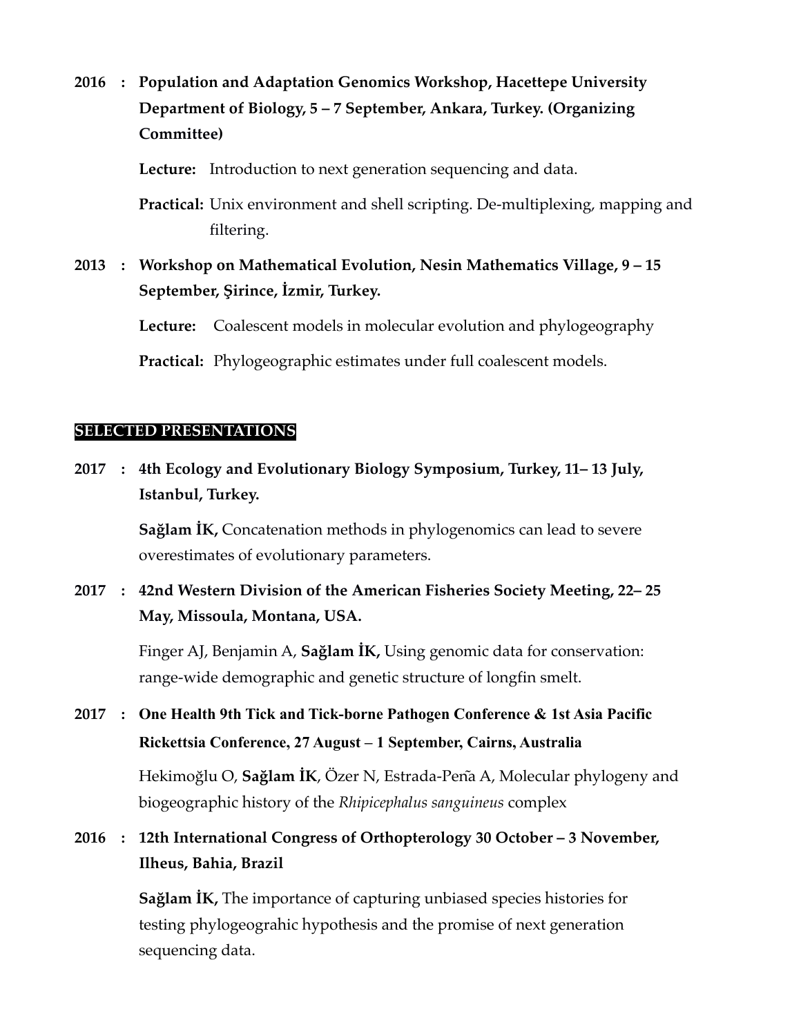**2016 : Population and Adaptation Genomics Workshop, Hacettepe University Department of Biology, 5 – 7 September, Ankara, Turkey. (Organizing Committee)**

**Lecture:** Introduction to next generation sequencing and data.

**Practical:** Unix environment and shell scripting. De-multiplexing, mapping and filtering.

**2013 : Workshop on Mathematical Evolution, Nesin Mathematics Village, 9 – 15 September, Şirince, İzmir, Turkey.**

**Lecture:** Coalescent models in molecular evolution and phylogeography

**Practical:** Phylogeographic estimates under full coalescent models.

## SELECTED PRESENTATIONS

**2017 : 4th Ecology and Evolutionary Biology Symposium, Turkey, 11– 13 July, Istanbul, Turkey.**

**Sağlam İK,** Concatenation methods in phylogenomics can lead to severe overestimates of evolutionary parameters.

**2017 : 42nd Western Division of the American Fisheries Society Meeting, 22– 25 May, Missoula, Montana, USA.**

Finger AJ, Benjamin A, **Sağlam İK,** Using genomic data for conservation: range-wide demographic and genetic structure of longfin smelt.

**2017 : One Health 9th Tick and Tick-borne Pathogen Conference & 1st Asia Pacific Rickettsia Conference, 27 August – 1 September, Cairns, Australia**

Hekimoğlu O, **Sağlam İK**, Özer N, Estrada-Peña A, Molecular phylogeny and biogeographic history of the *Rhipicephalus sanguineus* complex

**2016 : 12th International Congress of Orthopterology 30 October – 3 November, Ilheus, Bahia, Brazil**

**Sağlam İK,** The importance of capturing unbiased species histories for testing phylogeograhic hypothesis and the promise of next generation sequencing data.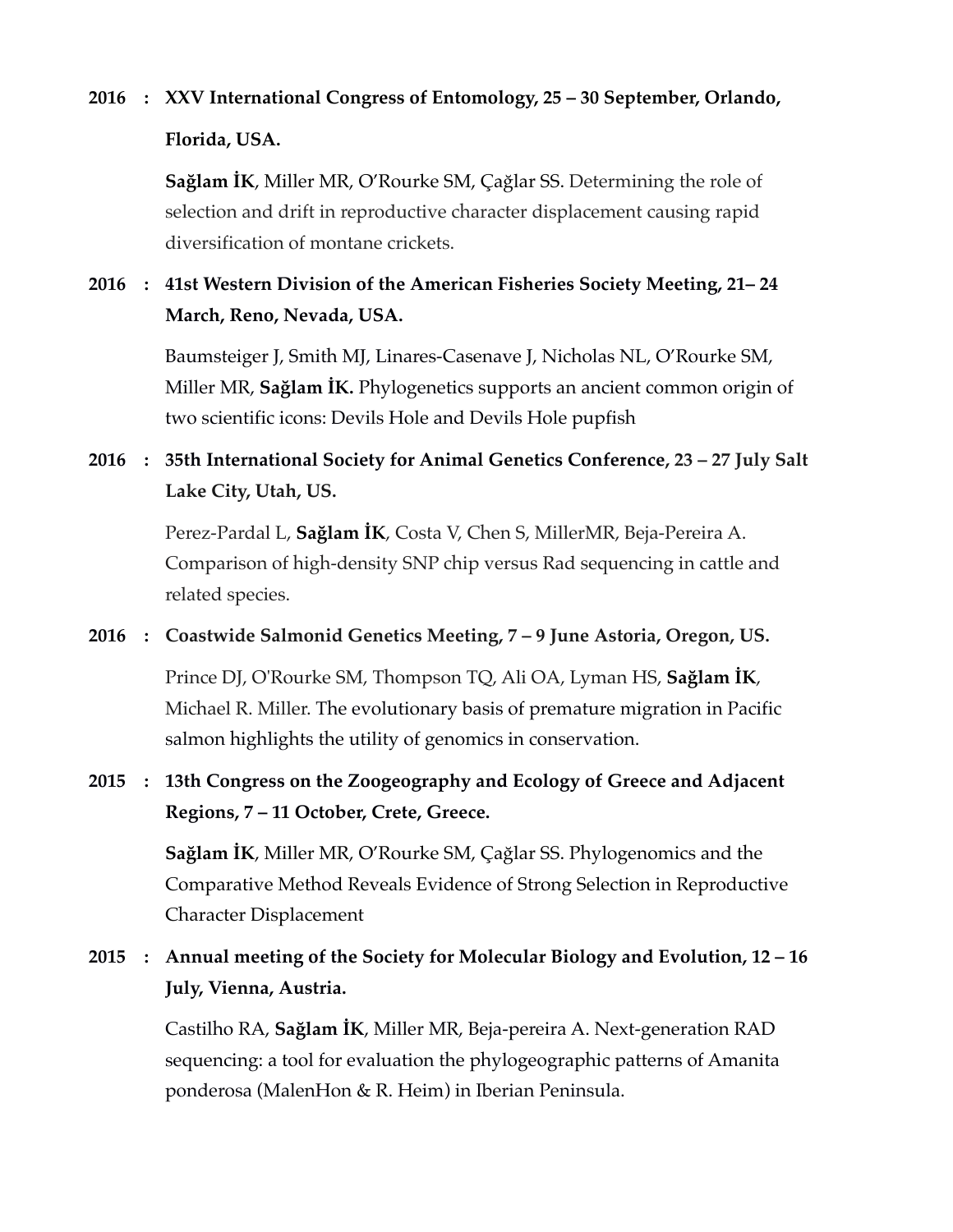**2016 : XXV International Congress of Entomology, 25 – 30 September, Orlando, Florida, USA.**

**Sağlam İK**, Miller MR, O'Rourke SM, Çağlar SS. Determining the role of selection and drift in reproductive character displacement causing rapid diversification of montane crickets.

**2016 : 41st Western Division of the American Fisheries Society Meeting, 21– 24 March, Reno, Nevada, USA.**

Baumsteiger J, Smith MJ, Linares-Casenave J, Nicholas NL, O'Rourke SM, Miller MR, **Sağlam İK.** Phylogenetics supports an ancient common origin of two scientific icons: Devils Hole and Devils Hole pupfish

**2016 : 35th International Society for Animal Genetics Conference, 23 – 27 July Salt Lake City, Utah, US.**

Perez-Pardal L, **Sağlam İK**, Costa V, Chen S, MillerMR, Beja-Pereira A. Comparison of high-density SNP chip versus Rad sequencing in cattle and related species.

**2016 : Coastwide Salmonid Genetics Meeting, 7 – 9 June Astoria, Oregon, US.**

Prince DJ, O'Rourke SM, Thompson TQ, Ali OA, Lyman HS, **Sağlam İK**, Michael R. Miller. The evolutionary basis of premature migration in Pacific salmon highlights the utility of genomics in conservation.

**2015 : 13th Congress on the Zoogeography and Ecology of Greece and Adjacent Regions, 7 – 11 October, Crete, Greece.**

**Sağlam İK**, Miller MR, O'Rourke SM, Çağlar SS. Phylogenomics and the Comparative Method Reveals Evidence of Strong Selection in Reproductive Character Displacement

**2015 : Annual meeting of the Society for Molecular Biology and Evolution, 12 – 16 July, Vienna, Austria.**

Castilho RA, **Sağlam İK**, Miller MR, Beja-pereira A. Next-generation RAD sequencing: a tool for evaluation the phylogeographic patterns of Amanita ponderosa (MalenHon & R. Heim) in Iberian Peninsula.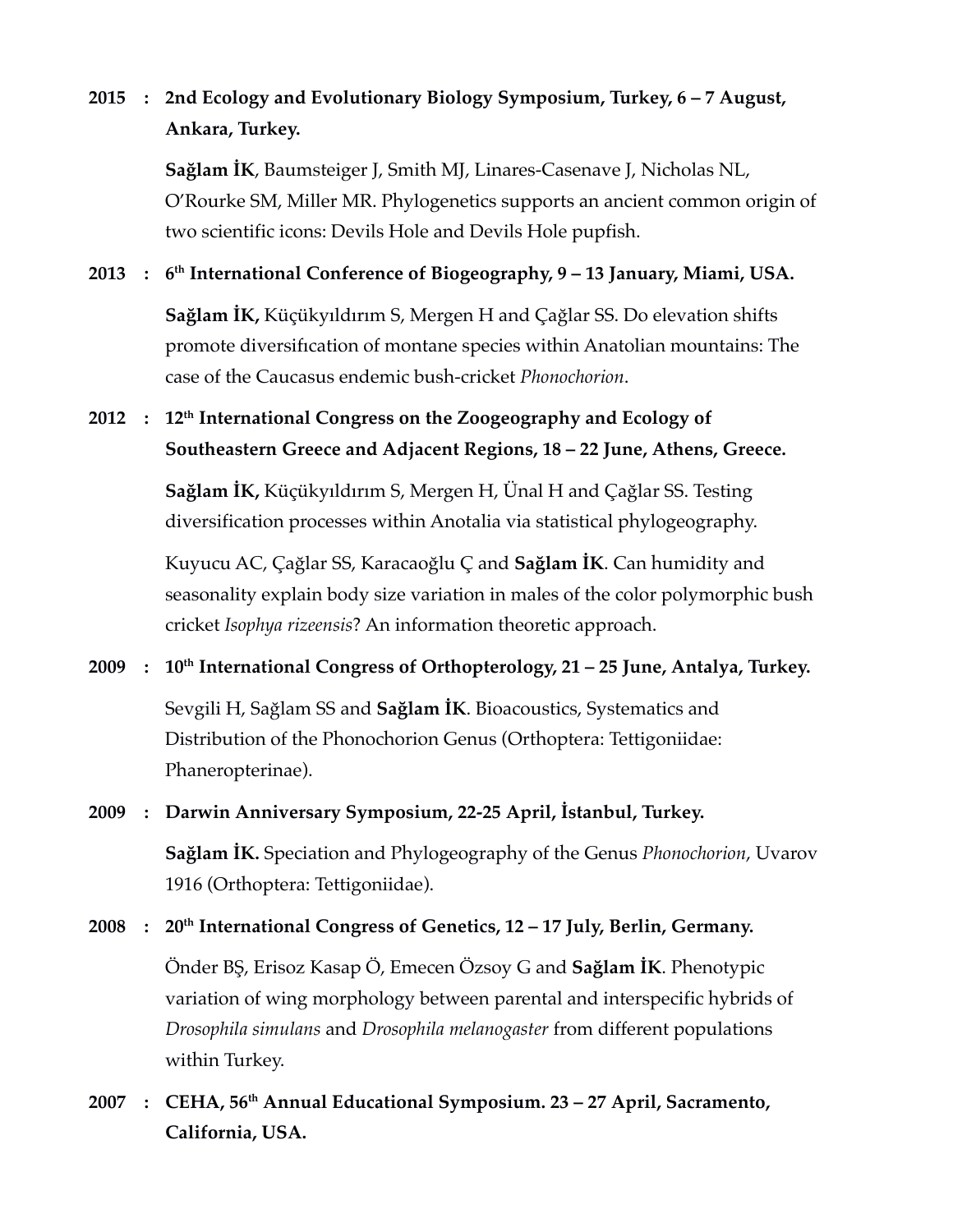**2015 : 2nd Ecology and Evolutionary Biology Symposium, Turkey, 6 – 7 August, Ankara, Turkey.**

**Sağlam İK**, Baumsteiger J, Smith MJ, Linares-Casenave J, Nicholas NL, O'Rourke SM, Miller MR. Phylogenetics supports an ancient common origin of two scientific icons: Devils Hole and Devils Hole pupfish.

**2013 : 6th International Conference of Biogeography, 9 – 13 January, Miami, USA.**

**Sağlam İK,** Küçükyıldırım S, Mergen H and Çağlar SS. Do elevation shifts promote diversification of montane species within Anatolian mountains: The case of the Caucasus endemic bush-cricket *Phonochorion*.

**2012 : 12th International Congress on the Zoogeography and Ecology of Southeastern Greece and Adjacent Regions, 18 – 22 June, Athens, Greece.**

**Sağlam İK,** Küçükyıldırım S, Mergen H, Ünal H and Çağlar SS. Testing diversification processes within Anotalia via statistical phylogeography.

Kuyucu AC, Çağlar SS, Karacaoğlu Ç and **Sağlam İK**. Can humidity and seasonality explain body size variation in males of the color polymorphic bush cricket *Isophya rizeensis*? An information theoretic approach.

**2009 : 10th International Congress of Orthopterology, 21 – 25 June, Antalya, Turkey.**

Sevgili H, Sağlam SS and **Sağlam İK**. Bioacoustics, Systematics and Distribution of the Phonochorion Genus (Orthoptera: Tettigoniidae: Phaneropterinae).

**2009 : Darwin Anniversary Symposium, 22-25 April, İstanbul, Turkey.**

**Sağlam İK.** Speciation and Phylogeography of the Genus *Phonochorion*, Uvarov 1916 (Orthoptera: Tettigoniidae).

**2008 : 20th International Congress of Genetics, 12 – 17 July, Berlin, Germany.**

Önder BŞ, Erisoz Kasap Ö, Emecen Özsoy G and **Sağlam İK**. Phenotypic variation of wing morphology between parental and interspecific hybrids of *Drosophila simulans* and *Drosophila melanogaster* from different populations within Turkey.

**2007 : CEHA, 56th Annual Educational Symposium. 23 – 27 April, Sacramento, California, USA.**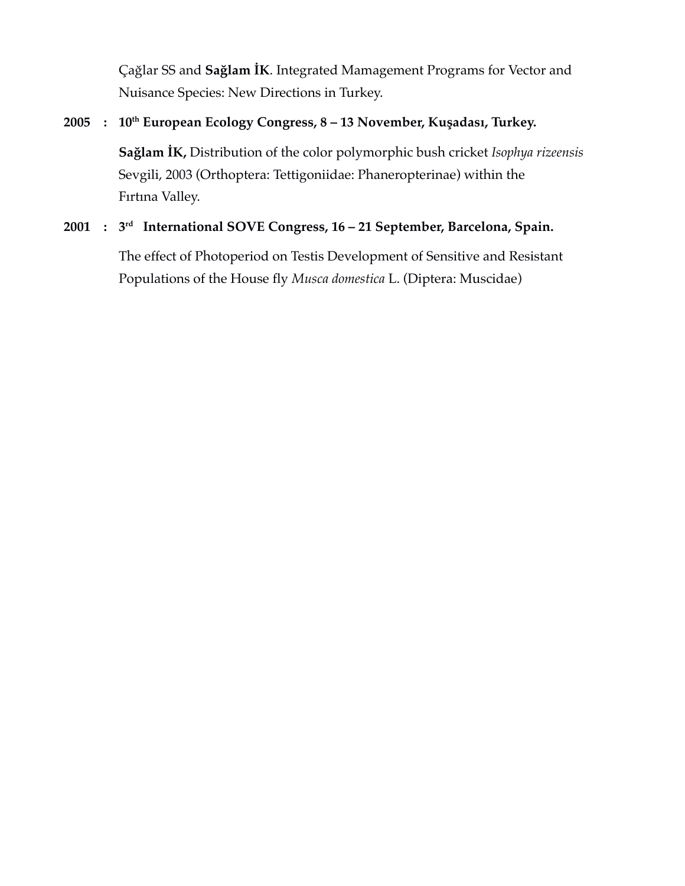Çağlar SS and **Sağlam İK**. Integrated Mamagement Programs for Vector and Nuisance Species: New Directions in Turkey.

**2005 : 10th European Ecology Congress, 8 – 13 November, Kuşadası, Turkey.**

**Sağlam İK,** Distribution of the color polymorphic bush cricket *Isophya rizeensis* Sevgili, 2003 (Orthoptera: Tettigoniidae: Phaneropterinae) within the Fırtına Valley.

**2001 : 3rd International SOVE Congress, 16 – 21 September, Barcelona, Spain.**

The effect of Photoperiod on Testis Development of Sensitive and Resistant Populations of the House fly *Musca domestica* L. (Diptera: Muscidae)